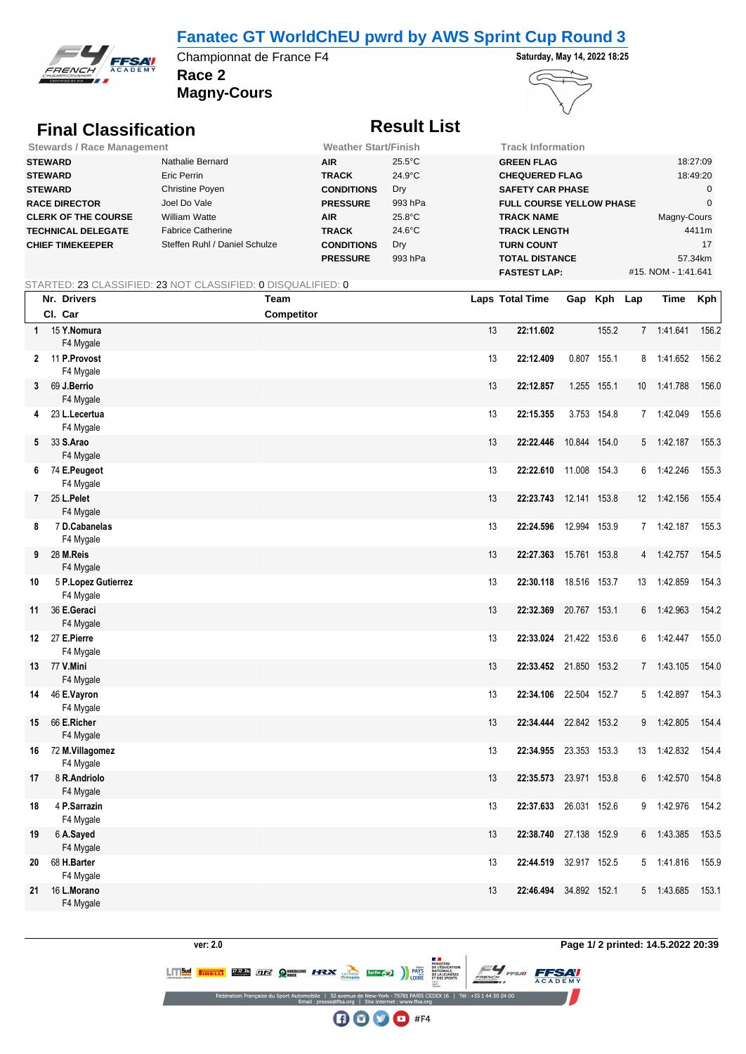# Fanatec GT WorldChEU pwrd by AWS Sprint Cup Round 3

Championnat de France F4

**Saturday, May 14, 2022 18:25**

## Race 2

## Magny-Cours

## Final Classification

## Result List

| Stewards / Race Management | | Weather Start/Finish | | Track Information | |
|---|---|---|---|---|---|
| **STEWARD** | Nathalie Bernard | **AIR** | 25.5°C | **GREEN FLAG** | 18:27:09 |
| **STEWARD** | Eric Perrin | **TRACK** | 24.9°C | **CHEQUERED FLAG** | 18:49:20 |
| **STEWARD** | Christine Poyen | **CONDITIONS** | Dry | **SAFETY CAR PHASE** | 0 |
| **RACE DIRECTOR** | Joel Do Vale | **PRESSURE** | 993 hPa | **FULL COURSE YELLOW PHASE** | 0 |
| **CLERK OF THE COURSE** | William Watte | **AIR** | 25.8°C | **TRACK NAME** | Magny-Cours |
| **TECHNICAL DELEGATE** | Fabrice Catherine | **TRACK** | 24.6°C | **TRACK LENGTH** | 4411m |
| **CHIEF TIMEKEEPER** | Steffen Ruhl / Daniel Schulze | **CONDITIONS** | Dry | **TURN COUNT** | 17 |
| | | **PRESSURE** | 993 hPa | **TOTAL DISTANCE** | 57.34km |
| | | | | **FASTEST LAP:** | #15. NOM - 1:41.641 |

STARTED: 23 CLASSIFIED: 23 NOT CLASSIFIED: 0 DISQUALIFIED: 0

| Cl. | Nr. | Drivers / Car | Team / Competitor | Laps | Total Time | Gap | Kph | Lap | Time | Kph |
|---|---|---|---|---|---|---|---|---|---|---|
| 1 | 15 | **Y.Nomura** F4 Mygale | | 13 | **22:11.602** | | 155.2 | 7 | 1:41.641 | 156.2 |
| 2 | 11 | **P.Provost** F4 Mygale | | 13 | **22:12.409** | 0.807 | 155.1 | 8 | 1:41.652 | 156.2 |
| 3 | 69 | **J.Berrio** F4 Mygale | | 13 | **22:12.857** | 1.255 | 155.1 | 10 | 1:41.788 | 156.0 |
| 4 | 23 | **L.Lecertua** F4 Mygale | | 13 | **22:15.355** | 3.753 | 154.8 | 7 | 1:42.049 | 155.6 |
| 5 | 33 | **S.Arao** F4 Mygale | | 13 | **22:22.446** | 10.844 | 154.0 | 5 | 1:42.187 | 155.3 |
| 6 | 74 | **E.Peugeot** F4 Mygale | | 13 | **22:22.610** | 11.008 | 154.3 | 6 | 1:42.246 | 155.3 |
| 7 | 25 | **L.Pelet** F4 Mygale | | 13 | **22:23.743** | 12.141 | 153.8 | 12 | 1:42.156 | 155.4 |
| 8 | 7 | **D.Cabanelas** F4 Mygale | | 13 | **22:24.596** | 12.994 | 153.9 | 7 | 1:42.187 | 155.3 |
| 9 | 28 | **M.Reis** F4 Mygale | | 13 | **22:27.363** | 15.761 | 153.8 | 4 | 1:42.757 | 154.5 |
| 10 | 5 | **P.Lopez Gutierrez** F4 Mygale | | 13 | **22:30.118** | 18.516 | 153.7 | 13 | 1:42.859 | 154.3 |
| 11 | 36 | **E.Geraci** F4 Mygale | | 13 | **22:32.369** | 20.767 | 153.1 | 6 | 1:42.963 | 154.2 |
| 12 | 27 | **E.Pierre** F4 Mygale | | 13 | **22:33.024** | 21.422 | 153.6 | 6 | 1:42.447 | 155.0 |
| 13 | 77 | **V.Mini** F4 Mygale | | 13 | **22:33.452** | 21.850 | 153.2 | 7 | 1:43.105 | 154.0 |
| 14 | 46 | **E.Vayron** F4 Mygale | | 13 | **22:34.106** | 22.504 | 152.7 | 5 | 1:42.897 | 154.3 |
| 15 | 66 | **E.Richer** F4 Mygale | | 13 | **22:34.444** | 22.842 | 153.2 | 9 | 1:42.805 | 154.4 |
| 16 | 72 | **M.Villagomez** F4 Mygale | | 13 | **22:34.955** | 23.353 | 153.3 | 13 | 1:42.832 | 154.4 |
| 17 | 8 | **R.Andriolo** F4 Mygale | | 13 | **22:35.573** | 23.971 | 153.8 | 6 | 1:42.570 | 154.8 |
| 18 | 4 | **P.Sarrazin** F4 Mygale | | 13 | **22:37.633** | 26.031 | 152.6 | 9 | 1:42.976 | 154.2 |
| 19 | 6 | **A.Sayed** F4 Mygale | | 13 | **22:38.740** | 27.138 | 152.9 | 6 | 1:43.385 | 153.5 |
| 20 | 68 | **H.Barter** F4 Mygale | | 13 | **22:44.519** | 32.917 | 152.5 | 5 | 1:41.816 | 155.9 |
| 21 | 16 | **L.Morano** F4 Mygale | | 13 | **22:46.494** | 34.892 | 152.1 | 5 | 1:43.685 | 153.1 |

ver: 2.0

Page 1/ 2 printed: 14.5.2022 20:39

Fédération Française du Sport Automobile | 32 avenue de New-York - 75781 PARIS CEDEX 16 | Tél : +33 1 44 30 24 00
Email : presse@ffsa.org | Site internet : www.ffsa.org

#F4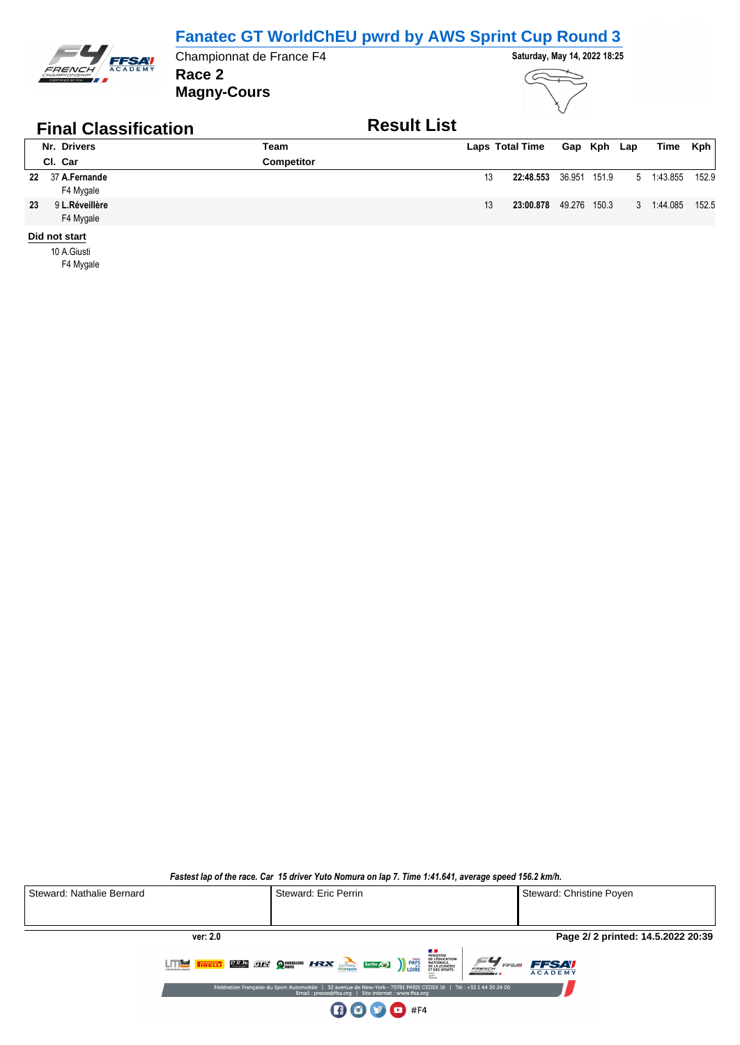# Fanatec GT WorldChEU pwrd by AWS Sprint Cup Round 3

Championnat de France F4

**Saturday, May 14, 2022 18:25**

**Race 2**

**Magny-Cours**

## Final Classification

## Result List

| Cl. | Nr. | Drivers / Car | Team / Competitor | Laps | Total Time | Gap | Kph | Lap | Time | Kph |
|---|---|---|---|---|---|---|---|---|---|---|
| 22 | 37 | **A.Fernande** F4 Mygale | | 13 | **22:48.553** | 36.951 | 151.9 | 5 | 1:43.855 | 152.9 |
| 23 | 9 | **L.Réveillère** F4 Mygale | | 13 | **23:00.878** | 49.276 | 150.3 | 3 | 1:44.085 | 152.5 |

**Did not start**

10 A.Giusti
F4 Mygale

*Fastest lap of the race. Car 15 driver Yuto Nomura on lap 7. Time 1:41.641, average speed 156.2 km/h.*

| Steward: Nathalie Bernard | Steward: Eric Perrin | Steward: Christine Poyen |
|---|---|---|

ver: 2.0

printed: 14.5.2022 20:39

Fédération Française du Sport Automobile | 32 avenue de New-York - 75781 PARIS CEDEX 16 | Tél : +33 1 44 30 24 00
Email : presse@ffsa.org | Site internet : www.ffsa.org

#F4